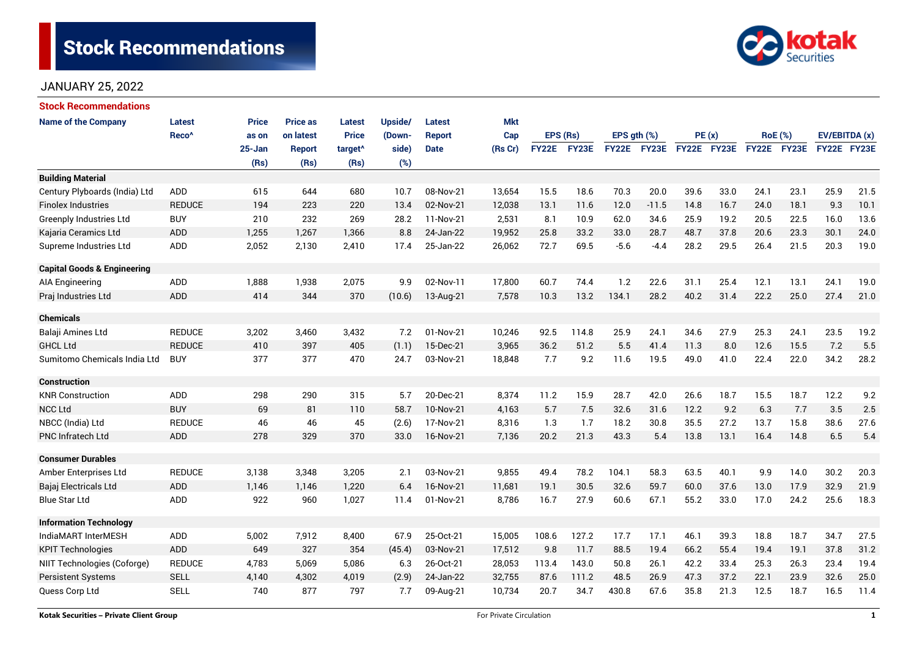# Stock Recommendations

JANUARY 25, 2022

## Stock Recommendations

| Name of the Company | Latest Reco^ | Price as on 25-Jan (Rs) | Price as on latest Report (Rs) | Latest Price target^ (Rs) | Upside/ (Down-side) (%) | Latest Report Date | Mkt Cap (Rs Cr) | EPS (Rs) | | EPS gth (%) | | PE (x) | | RoE (%) | | EV/EBITDA (x) | |
|---|---|---|---|---|---|---|---|---|---|---|---|---|---|---|---|---|---|
| | | | | | | | | FY22E | FY23E | FY22E | FY23E | FY22E | FY23E | FY22E | FY23E | FY22E | FY23E |
| **Building Material** | | | | | | | | | | | | | | | | | |
| Century Plyboards (India) Ltd | ADD | 615 | 644 | 680 | 10.7 | 08-Nov-21 | 13,654 | 15.5 | 18.6 | 70.3 | 20.0 | 39.6 | 33.0 | 24.1 | 23.1 | 25.9 | 21.5 |
| Finolex Industries | REDUCE | 194 | 223 | 220 | 13.4 | 02-Nov-21 | 12,038 | 13.1 | 11.6 | 12.0 | -11.5 | 14.8 | 16.7 | 24.0 | 18.1 | 9.3 | 10.1 |
| Greenply Industries Ltd | BUY | 210 | 232 | 269 | 28.2 | 11-Nov-21 | 2,531 | 8.1 | 10.9 | 62.0 | 34.6 | 25.9 | 19.2 | 20.5 | 22.5 | 16.0 | 13.6 |
| Kajaria Ceramics Ltd | ADD | 1,255 | 1,267 | 1,366 | 8.8 | 24-Jan-22 | 19,952 | 25.8 | 33.2 | 33.0 | 28.7 | 48.7 | 37.8 | 20.6 | 23.3 | 30.1 | 24.0 |
| Supreme Industries Ltd | ADD | 2,052 | 2,130 | 2,410 | 17.4 | 25-Jan-22 | 26,062 | 72.7 | 69.5 | -5.6 | -4.4 | 28.2 | 29.5 | 26.4 | 21.5 | 20.3 | 19.0 |
| **Capital Goods & Engineering** | | | | | | | | | | | | | | | | | |
| AIA Engineering | ADD | 1,888 | 1,938 | 2,075 | 9.9 | 02-Nov-11 | 17,800 | 60.7 | 74.4 | 1.2 | 22.6 | 31.1 | 25.4 | 12.1 | 13.1 | 24.1 | 19.0 |
| Praj Industries Ltd | ADD | 414 | 344 | 370 | (10.6) | 13-Aug-21 | 7,578 | 10.3 | 13.2 | 134.1 | 28.2 | 40.2 | 31.4 | 22.2 | 25.0 | 27.4 | 21.0 |
| **Chemicals** | | | | | | | | | | | | | | | | | |
| Balaji Amines Ltd | REDUCE | 3,202 | 3,460 | 3,432 | 7.2 | 01-Nov-21 | 10,246 | 92.5 | 114.8 | 25.9 | 24.1 | 34.6 | 27.9 | 25.3 | 24.1 | 23.5 | 19.2 |
| GHCL Ltd | REDUCE | 410 | 397 | 405 | (1.1) | 15-Dec-21 | 3,965 | 36.2 | 51.2 | 5.5 | 41.4 | 11.3 | 8.0 | 12.6 | 15.5 | 7.2 | 5.5 |
| Sumitomo Chemicals India Ltd | BUY | 377 | 377 | 470 | 24.7 | 03-Nov-21 | 18,848 | 7.7 | 9.2 | 11.6 | 19.5 | 49.0 | 41.0 | 22.4 | 22.0 | 34.2 | 28.2 |
| **Construction** | | | | | | | | | | | | | | | | | |
| KNR Construction | ADD | 298 | 290 | 315 | 5.7 | 20-Dec-21 | 8,374 | 11.2 | 15.9 | 28.7 | 42.0 | 26.6 | 18.7 | 15.5 | 18.7 | 12.2 | 9.2 |
| NCC Ltd | BUY | 69 | 81 | 110 | 58.7 | 10-Nov-21 | 4,163 | 5.7 | 7.5 | 32.6 | 31.6 | 12.2 | 9.2 | 6.3 | 7.7 | 3.5 | 2.5 |
| NBCC (India) Ltd | REDUCE | 46 | 46 | 45 | (2.6) | 17-Nov-21 | 8,316 | 1.3 | 1.7 | 18.2 | 30.8 | 35.5 | 27.2 | 13.7 | 15.8 | 38.6 | 27.6 |
| PNC Infratech Ltd | ADD | 278 | 329 | 370 | 33.0 | 16-Nov-21 | 7,136 | 20.2 | 21.3 | 43.3 | 5.4 | 13.8 | 13.1 | 16.4 | 14.8 | 6.5 | 5.4 |
| **Consumer Durables** | | | | | | | | | | | | | | | | | |
| Amber Enterprises Ltd | REDUCE | 3,138 | 3,348 | 3,205 | 2.1 | 03-Nov-21 | 9,855 | 49.4 | 78.2 | 104.1 | 58.3 | 63.5 | 40.1 | 9.9 | 14.0 | 30.2 | 20.3 |
| Bajaj Electricals Ltd | ADD | 1,146 | 1,146 | 1,220 | 6.4 | 16-Nov-21 | 11,681 | 19.1 | 30.5 | 32.6 | 59.7 | 60.0 | 37.6 | 13.0 | 17.9 | 32.9 | 21.9 |
| Blue Star Ltd | ADD | 922 | 960 | 1,027 | 11.4 | 01-Nov-21 | 8,786 | 16.7 | 27.9 | 60.6 | 67.1 | 55.2 | 33.0 | 17.0 | 24.2 | 25.6 | 18.3 |
| **Information Technology** | | | | | | | | | | | | | | | | | |
| IndiaMART InterMESH | ADD | 5,002 | 7,912 | 8,400 | 67.9 | 25-Oct-21 | 15,005 | 108.6 | 127.2 | 17.7 | 17.1 | 46.1 | 39.3 | 18.8 | 18.7 | 34.7 | 27.5 |
| KPIT Technologies | ADD | 649 | 327 | 354 | (45.4) | 03-Nov-21 | 17,512 | 9.8 | 11.7 | 88.5 | 19.4 | 66.2 | 55.4 | 19.4 | 19.1 | 37.8 | 31.2 |
| NIIT Technologies (Coforge) | REDUCE | 4,783 | 5,069 | 5,086 | 6.3 | 26-Oct-21 | 28,053 | 113.4 | 143.0 | 50.8 | 26.1 | 42.2 | 33.4 | 25.3 | 26.3 | 23.4 | 19.4 |
| Persistent Systems | SELL | 4,140 | 4,302 | 4,019 | (2.9) | 24-Jan-22 | 32,755 | 87.6 | 111.2 | 48.5 | 26.9 | 47.3 | 37.2 | 22.1 | 23.9 | 32.6 | 25.0 |
| Quess Corp Ltd | SELL | 740 | 877 | 797 | 7.7 | 09-Aug-21 | 10,734 | 20.7 | 34.7 | 430.8 | 67.6 | 35.8 | 21.3 | 12.5 | 18.7 | 16.5 | 11.4 |

Kotak Securities – Private Client Group &nbsp;&nbsp;&nbsp; For Private Circulation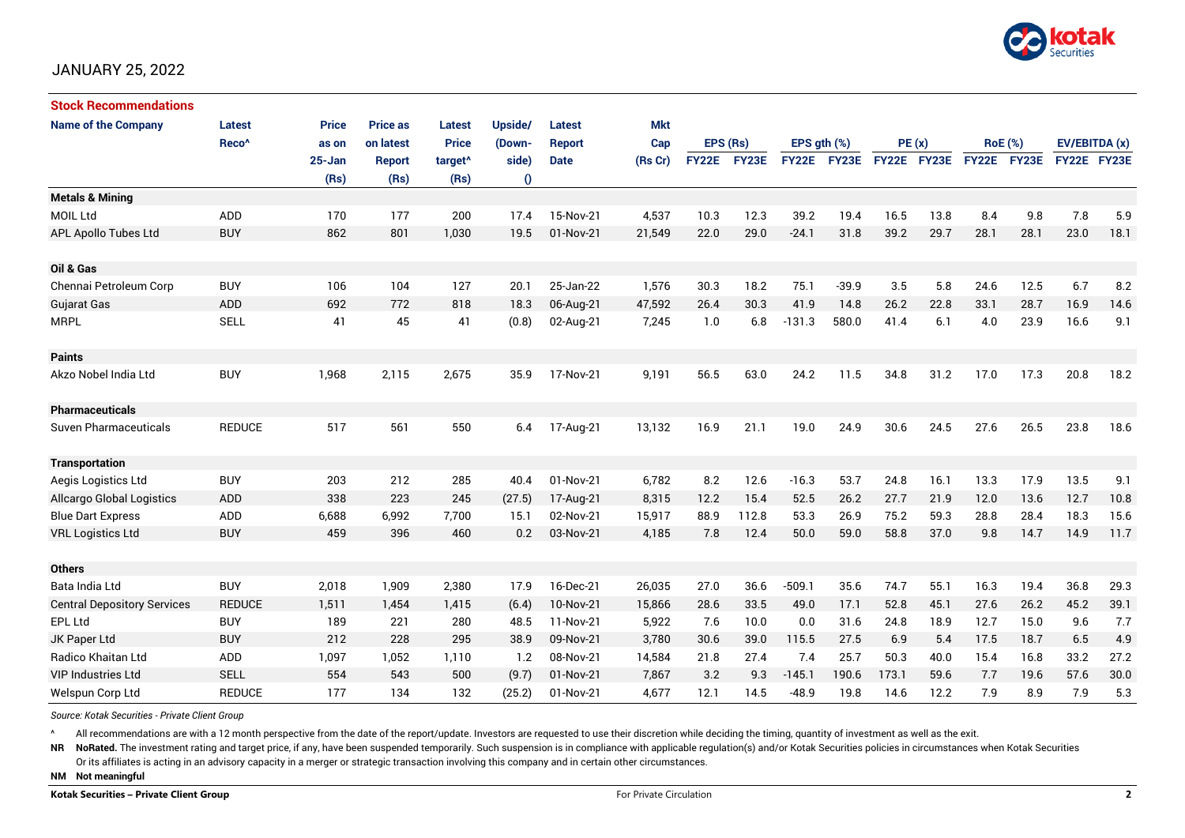JANUARY 25, 2022

**Stock Recommendations**

| Name of the Company | Latest Reco^ | Price as on 25-Jan (Rs) | Price as on latest Report (Rs) | Latest Price target^ (Rs) | Upside/ (Down-side) () | Latest Report Date | Mkt Cap (Rs Cr) | EPS (Rs) | | EPS gth (%) | | PE (x) | | RoE (%) | | EV/EBITDA (x) | |
|---|---|---|---|---|---|---|---|---|---|---|---|---|---|---|---|---|---|
| | | | | | | | | FY22E | FY23E | FY22E | FY23E | FY22E | FY23E | FY22E | FY23E | FY22E | FY23E |
| **Metals & Mining** | | | | | | | | | | | | | | | | | |
| MOIL Ltd | ADD | 170 | 177 | 200 | 17.4 | 15-Nov-21 | 4,537 | 10.3 | 12.3 | 39.2 | 19.4 | 16.5 | 13.8 | 8.4 | 9.8 | 7.8 | 5.9 |
| APL Apollo Tubes Ltd | BUY | 862 | 801 | 1,030 | 19.5 | 01-Nov-21 | 21,549 | 22.0 | 29.0 | -24.1 | 31.8 | 39.2 | 29.7 | 28.1 | 28.1 | 23.0 | 18.1 |
| **Oil & Gas** | | | | | | | | | | | | | | | | | |
| Chennai Petroleum Corp | BUY | 106 | 104 | 127 | 20.1 | 25-Jan-22 | 1,576 | 30.3 | 18.2 | 75.1 | -39.9 | 3.5 | 5.8 | 24.6 | 12.5 | 6.7 | 8.2 |
| Gujarat Gas | ADD | 692 | 772 | 818 | 18.3 | 06-Aug-21 | 47,592 | 26.4 | 30.3 | 41.9 | 14.8 | 26.2 | 22.8 | 33.1 | 28.7 | 16.9 | 14.6 |
| MRPL | SELL | 41 | 45 | 41 | (0.8) | 02-Aug-21 | 7,245 | 1.0 | 6.8 | -131.3 | 580.0 | 41.4 | 6.1 | 4.0 | 23.9 | 16.6 | 9.1 |
| **Paints** | | | | | | | | | | | | | | | | | |
| Akzo Nobel India Ltd | BUY | 1,968 | 2,115 | 2,675 | 35.9 | 17-Nov-21 | 9,191 | 56.5 | 63.0 | 24.2 | 11.5 | 34.8 | 31.2 | 17.0 | 17.3 | 20.8 | 18.2 |
| **Pharmaceuticals** | | | | | | | | | | | | | | | | | |
| Suven Pharmaceuticals | REDUCE | 517 | 561 | 550 | 6.4 | 17-Aug-21 | 13,132 | 16.9 | 21.1 | 19.0 | 24.9 | 30.6 | 24.5 | 27.6 | 26.5 | 23.8 | 18.6 |
| **Transportation** | | | | | | | | | | | | | | | | | |
| Aegis Logistics Ltd | BUY | 203 | 212 | 285 | 40.4 | 01-Nov-21 | 6,782 | 8.2 | 12.6 | -16.3 | 53.7 | 24.8 | 16.1 | 13.3 | 17.9 | 13.5 | 9.1 |
| Allcargo Global Logistics | ADD | 338 | 223 | 245 | (27.5) | 17-Aug-21 | 8,315 | 12.2 | 15.4 | 52.5 | 26.2 | 27.7 | 21.9 | 12.0 | 13.6 | 12.7 | 10.8 |
| Blue Dart Express | ADD | 6,688 | 6,992 | 7,700 | 15.1 | 02-Nov-21 | 15,917 | 88.9 | 112.8 | 53.3 | 26.9 | 75.2 | 59.3 | 28.8 | 28.4 | 18.3 | 15.6 |
| VRL Logistics Ltd | BUY | 459 | 396 | 460 | 0.2 | 03-Nov-21 | 4,185 | 7.8 | 12.4 | 50.0 | 59.0 | 58.8 | 37.0 | 9.8 | 14.7 | 14.9 | 11.7 |
| **Others** | | | | | | | | | | | | | | | | | |
| Bata India Ltd | BUY | 2,018 | 1,909 | 2,380 | 17.9 | 16-Dec-21 | 26,035 | 27.0 | 36.6 | -509.1 | 35.6 | 74.7 | 55.1 | 16.3 | 19.4 | 36.8 | 29.3 |
| Central Depository Services | REDUCE | 1,511 | 1,454 | 1,415 | (6.4) | 10-Nov-21 | 15,866 | 28.6 | 33.5 | 49.0 | 17.1 | 52.8 | 45.1 | 27.6 | 26.2 | 45.2 | 39.1 |
| EPL Ltd | BUY | 189 | 221 | 280 | 48.5 | 11-Nov-21 | 5,922 | 7.6 | 10.0 | 0.0 | 31.6 | 24.8 | 18.9 | 12.7 | 15.0 | 9.6 | 7.7 |
| JK Paper Ltd | BUY | 212 | 228 | 295 | 38.9 | 09-Nov-21 | 3,780 | 30.6 | 39.0 | 115.5 | 27.5 | 6.9 | 5.4 | 17.5 | 18.7 | 6.5 | 4.9 |
| Radico Khaitan Ltd | ADD | 1,097 | 1,052 | 1,110 | 1.2 | 08-Nov-21 | 14,584 | 21.8 | 27.4 | 7.4 | 25.7 | 50.3 | 40.0 | 15.4 | 16.8 | 33.2 | 27.2 |
| VIP Industries Ltd | SELL | 554 | 543 | 500 | (9.7) | 01-Nov-21 | 7,867 | 3.2 | 9.3 | -145.1 | 190.6 | 173.1 | 59.6 | 7.7 | 19.6 | 57.6 | 30.0 |
| Welspun Corp Ltd | REDUCE | 177 | 134 | 132 | (25.2) | 01-Nov-21 | 4,677 | 12.1 | 14.5 | -48.9 | 19.8 | 14.6 | 12.2 | 7.9 | 8.9 | 7.9 | 5.3 |

*Source: Kotak Securities - Private Client Group*

^ All recommendations are with a 12 month perspective from the date of the report/update. Investors are requested to use their discretion while deciding the timing, quantity of investment as well as the exit.

**NR** **NoRated.** The investment rating and target price, if any, have been suspended temporarily. Such suspension is in compliance with applicable regulation(s) and/or Kotak Securities policies in circumstances when Kotak Securities Or its affiliates is acting in an advisory capacity in a merger or strategic transaction involving this company and in certain other circumstances.

**NM** **Not meaningful**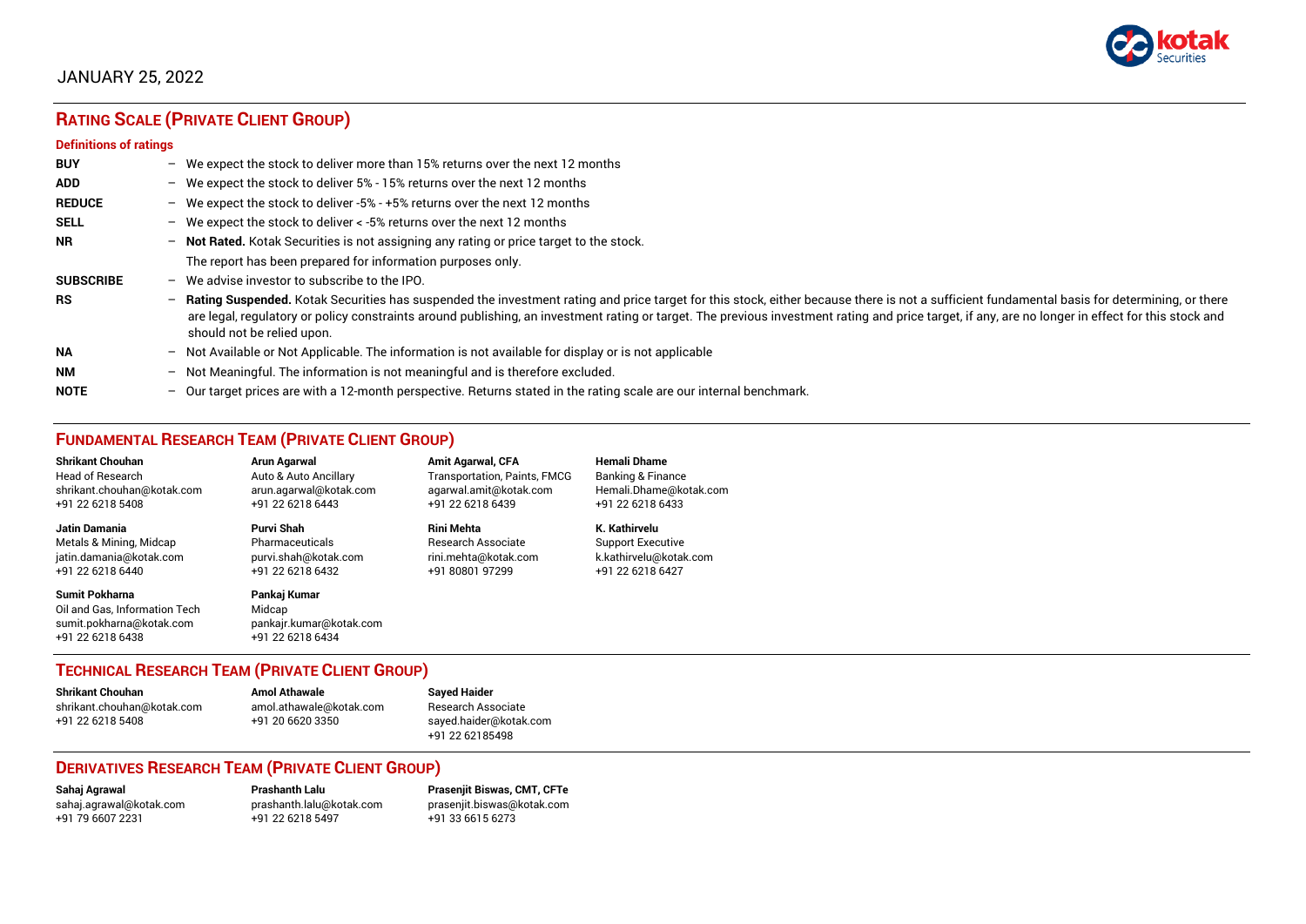JANUARY 25, 2022

## RATING SCALE (PRIVATE CLIENT GROUP)

### Definitions of ratings

| | |
|---|---|
| **BUY** | – We expect the stock to deliver more than 15% returns over the next 12 months |
| **ADD** | – We expect the stock to deliver 5% - 15% returns over the next 12 months |
| **REDUCE** | – We expect the stock to deliver -5% - +5% returns over the next 12 months |
| **SELL** | – We expect the stock to deliver < -5% returns over the next 12 months |
| **NR** | – **Not Rated.** Kotak Securities is not assigning any rating or price target to the stock. The report has been prepared for information purposes only. |
| **SUBSCRIBE** | – We advise investor to subscribe to the IPO. |
| **RS** | – **Rating Suspended.** Kotak Securities has suspended the investment rating and price target for this stock, either because there is not a sufficient fundamental basis for determining, or there are legal, regulatory or policy constraints around publishing, an investment rating or target. The previous investment rating and price target, if any, are no longer in effect for this stock and should not be relied upon. |
| **NA** | – Not Available or Not Applicable. The information is not available for display or is not applicable |
| **NM** | – Not Meaningful. The information is not meaningful and is therefore excluded. |
| **NOTE** | – Our target prices are with a 12-month perspective. Returns stated in the rating scale are our internal benchmark. |

## FUNDAMENTAL RESEARCH TEAM (PRIVATE CLIENT GROUP)

**Shrikant Chouhan**
Head of Research
shrikant.chouhan@kotak.com
+91 22 6218 5408

**Arun Agarwal**
Auto & Auto Ancillary
arun.agarwal@kotak.com
+91 22 6218 6443

**Amit Agarwal, CFA**
Transportation, Paints, FMCG
agarwal.amit@kotak.com
+91 22 6218 6439

**Hemali Dhame**
Banking & Finance
Hemali.Dhame@kotak.com
+91 22 6218 6433

**Jatin Damania**
Metals & Mining, Midcap
jatin.damania@kotak.com
+91 22 6218 6440

**Purvi Shah**
Pharmaceuticals
purvi.shah@kotak.com
+91 22 6218 6432

**Rini Mehta**
Research Associate
rini.mehta@kotak.com
+91 80801 97299

**K. Kathirvelu**
Support Executive
k.kathirvelu@kotak.com
+91 22 6218 6427

**Sumit Pokharna**
Oil and Gas, Information Tech
sumit.pokharna@kotak.com
+91 22 6218 6438

**Pankaj Kumar**
Midcap
pankajr.kumar@kotak.com
+91 22 6218 6434

## TECHNICAL RESEARCH TEAM (PRIVATE CLIENT GROUP)

**Shrikant Chouhan**
shrikant.chouhan@kotak.com
+91 22 6218 5408

**Amol Athawale**
amol.athawale@kotak.com
+91 20 6620 3350

**Sayed Haider**
Research Associate
sayed.haider@kotak.com
+91 22 62185498

## DERIVATIVES RESEARCH TEAM (PRIVATE CLIENT GROUP)

**Sahaj Agrawal**
sahaj.agrawal@kotak.com
+91 79 6607 2231

**Prashanth Lalu**
prashanth.lalu@kotak.com
+91 22 6218 5497

**Prasenjit Biswas, CMT, CFTe**
prasenjit.biswas@kotak.com
+91 33 6615 6273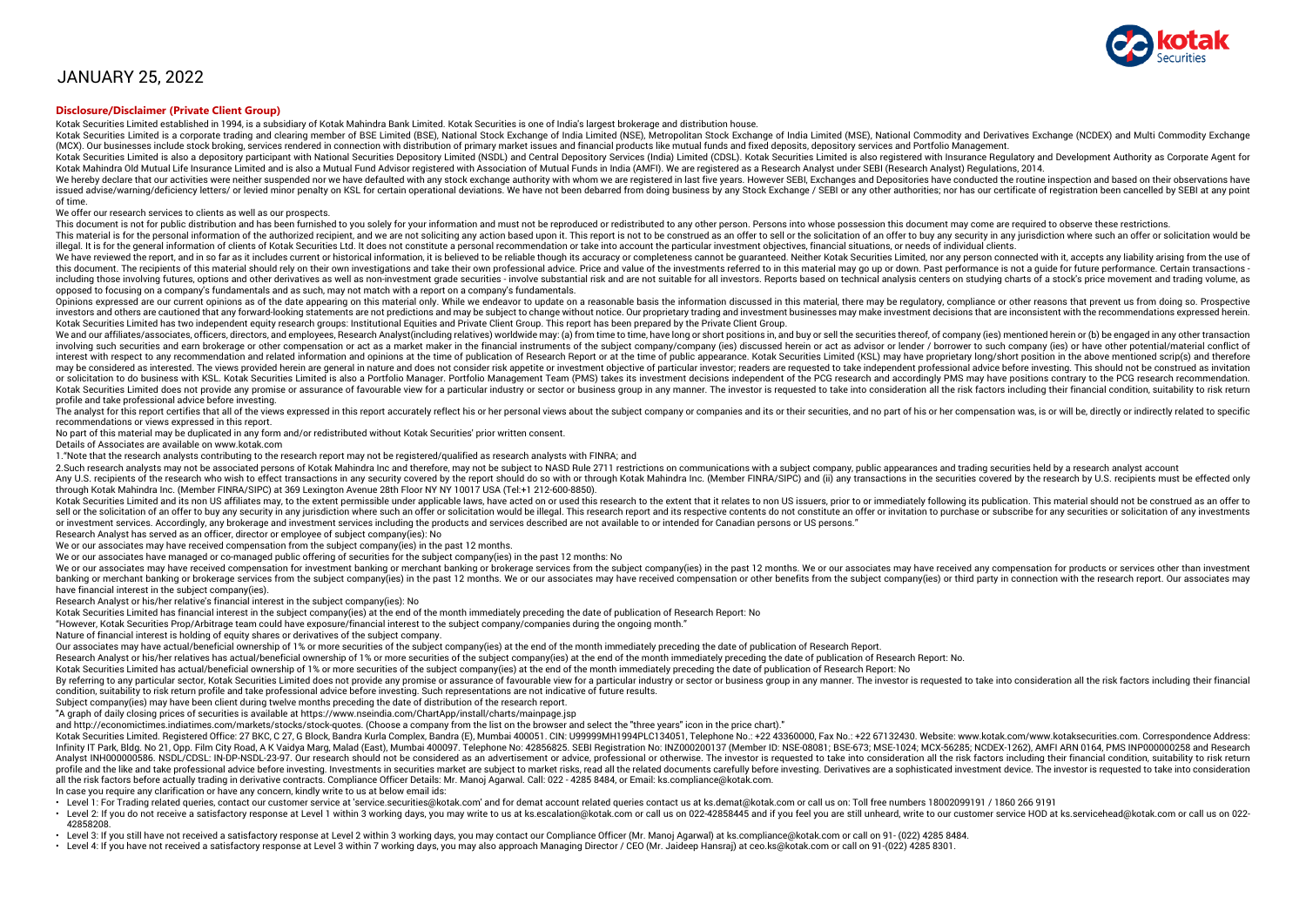JANUARY 25, 2022

### Disclosure/Disclaimer (Private Client Group)

Kotak Securities Limited established in 1994, is a subsidiary of Kotak Mahindra Bank Limited. Kotak Securities is one of India's largest brokerage and distribution house.

Kotak Securities Limited is a corporate trading and clearing member of BSE Limited (BSE), National Stock Exchange of India Limited (NSE), Metropolitan Stock Exchange of India Limited (MSE), National Commodity and Derivatives Exchange (NCDEX) and Multi Commodity Exchange (MCX). Our businesses include stock broking, services rendered in connection with distribution of primary market issues and financial products like mutual funds and fixed deposits, depository services and Portfolio Management.

Kotak Securities Limited is also a depository participant with National Securities Depository Limited (NSDL) and Central Depository Services (India) Limited (CDSL). Kotak Securities Limited is also registered with Insurance Regulatory and Development Authority as Corporate Agent for Kotak Mahindra Old Mutual Life Insurance Limited and is also a Mutual Fund Advisor registered with Association of Mutual Funds in India (AMFI). We are registered as a Research Analyst under SEBI (Research Analyst) Regulations, 2014.

We hereby declare that our activities were neither suspended nor we have defaulted with any stock exchange authority with whom we are registered in last five years. However SEBI, Exchanges and Depositories have conducted the routine inspection and based on their observations have issued advise/warning/deficiency letters/ or levied minor penalty on KSL for certain operational deviations. We have not been debarred from doing business by any Stock Exchange / SEBI or any other authorities; nor has our certificate of registration been cancelled by SEBI at any point of time.

We offer our research services to clients as well as our prospects.

This document is not for public distribution and has been furnished to you solely for your information and must not be reproduced or redistributed to any other person. Persons into whose possession this document may come are required to observe these restrictions.

This material is for the personal information of the authorized recipient, and we are not soliciting any action based upon it. This report is not to be construed as an offer to sell or the solicitation of an offer to buy any security in any jurisdiction where such an offer or solicitation would be illegal. It is for the general information of clients of Kotak Securities Ltd. It does not constitute a personal recommendation or take into account the particular investment objectives, financial situations, or needs of individual clients.

We have reviewed the report, and in so far as it includes current or historical information, it is believed to be reliable though its accuracy or completeness cannot be guaranteed. Neither Kotak Securities Limited, nor any person connected with it, accepts any liability arising from the use of this document. The recipients of this material should rely on their own investigations and take their own professional advice. Price and value of the investments referred to in this material may go up or down. Past performance is not a guide for future performance. Certain transactions - including those involving futures, options and other derivatives as well as non-investment grade securities - involve substantial risk and are not suitable for all investors. Reports based on technical analysis centers on studying charts of a stock's price movement and trading volume, as opposed to focusing on a company's fundamentals and as such, may not match with a report on a company's fundamentals.

Opinions expressed are our current opinions as of the date appearing on this material only. While we endeavor to update on a reasonable basis the information discussed in this material, there may be regulatory, compliance or other reasons that prevent us from doing so. Prospective investors and others are cautioned that any forward-looking statements are not predictions and may be subject to change without notice. Our proprietary trading and investment businesses may make investment decisions that are inconsistent with the recommendations expressed herein. Kotak Securities Limited has two independent equity research groups: Institutional Equities and Private Client Group. This report has been prepared by the Private Client Group.

We and our affiliates/associates, officers, directors, and employees, Research Analyst(including relatives) worldwide may: (a) from time to time, have long or short positions in, and buy or sell the securities thereof, of company (ies) mentioned herein or (b) be engaged in any other transaction involving such securities and earn brokerage or other compensation or act as a market maker in the financial instruments of the subject company/company (ies) discussed herein or act as advisor or lender / borrower to such company (ies) or have other potential/material conflict of interest with respect to any recommendation and related information and opinions at the time of publication of Research Report or at the time of public appearance. Kotak Securities Limited (KSL) may have proprietary long/short position in the above mentioned scrip(s) and therefore may be considered as interested. The views provided herein are general in nature and does not consider risk appetite or investment objective of particular investor; readers are requested to take independent professional advice before investing. This should not be construed as invitation or solicitation to do business with KSL. Kotak Securities Limited is also a Portfolio Manager. Portfolio Management Team (PMS) takes its investment decisions independent of the PCG research and accordingly PMS may have positions contrary to the PCG research recommendation. Kotak Securities Limited does not provide any promise or assurance of favourable view for a particular industry or sector or business group in any manner. The investor is requested to take into consideration all the risk factors including their financial condition, suitability to risk return profile and take professional advice before investing.

The analyst for this report certifies that all of the views expressed in this report accurately reflect his or her personal views about the subject company or companies and its or their securities, and no part of his or her compensation was, is or will be, directly or indirectly related to specific recommendations or views expressed in this report.

No part of this material may be duplicated in any form and/or redistributed without Kotak Securities' prior written consent.

Details of Associates are available on www.kotak.com

1."Note that the research analysts contributing to the research report may not be registered/qualified as research analysts with FINRA; and

2.Such research analysts may not be associated persons of Kotak Mahindra Inc and therefore, may not be subject to NASD Rule 2711 restrictions on communications with a subject company, public appearances and trading securities held by a research analyst account

Any U.S. recipients of the research who wish to effect transactions in any security covered by the report should do so with or through Kotak Mahindra Inc. (Member FINRA/SIPC) and (ii) any transactions in the securities covered by the research by U.S. recipients must be effected only through Kotak Mahindra Inc. (Member FINRA/SIPC) at 369 Lexington Avenue 28th Floor NY NY 10017 USA (Tel:+1 212-600-8850).

Kotak Securities Limited and its non US affiliates may, to the extent permissible under applicable laws, have acted on or used this research to the extent that it relates to non US issuers, prior to or immediately following its publication. This material should not be construed as an offer to sell or the solicitation of an offer to buy any security in any jurisdiction where such an offer or solicitation would be illegal. This research report and its respective contents do not constitute an offer or invitation to purchase or subscribe for any securities or solicitation of any investments or investment services. Accordingly, any brokerage and investment services including the products and services described are not available to or intended for Canadian persons or US persons."

Research Analyst has served as an officer, director or employee of subject company(ies): No

We or our associates may have received compensation from the subject company(ies) in the past 12 months.

We or our associates have managed or co-managed public offering of securities for the subject company(ies) in the past 12 months: No

We or our associates may have received compensation for investment banking or merchant banking or brokerage services from the subject company(ies) in the past 12 months. We or our associates may have received any compensation for products or services other than investment banking or merchant banking or brokerage services from the subject company(ies) in the past 12 months. We or our associates may have received compensation or other benefits from the subject company(ies) or third party in connection with the research report. Our associates may have financial interest in the subject company(ies).

Research Analyst or his/her relative's financial interest in the subject company(ies): No

Kotak Securities Limited has financial interest in the subject company(ies) at the end of the month immediately preceding the date of publication of Research Report: No

"However, Kotak Securities Prop/Arbitrage team could have exposure/financial interest to the subject company/companies during the ongoing month."

Nature of financial interest is holding of equity shares or derivatives of the subject company.

Our associates may have actual/beneficial ownership of 1% or more securities of the subject company(ies) at the end of the month immediately preceding the date of publication of Research Report.

Research Analyst or his/her relatives has actual/beneficial ownership of 1% or more securities of the subject company(ies) at the end of the month immediately preceding the date of publication of Research Report: No.

Kotak Securities Limited has actual/beneficial ownership of 1% or more securities of the subject company(ies) at the end of the month immediately preceding the date of publication of Research Report: No

By referring to any particular sector, Kotak Securities Limited does not provide any promise or assurance of favourable view for a particular industry or sector or business group in any manner. The investor is requested to take into consideration all the risk factors including their financial condition, suitability to risk return profile and take professional advice before investing. Such representations are not indicative of future results.

Subject company(ies) may have been client during twelve months preceding the date of distribution of the research report.

"A graph of daily closing prices of securities is available at https://www.nseindia.com/ChartApp/install/charts/mainpage.jsp

and http://economictimes.indiatimes.com/markets/stocks/stock-quotes. (Choose a company from the list on the browser and select the "three years" icon in the price chart)."

Kotak Securities Limited. Registered Office: 27 BKC, C 27, G Block, Bandra Kurla Complex, Bandra (E), Mumbai 400051. CIN: U99999MH1994PLC134051, Telephone No.: +22 43360000, Fax No.: +22 67132430. Website: www.kotak.com/www.kotaksecurities.com. Correspondence Address: Infinity IT Park, Bldg. No 21, Opp. Film City Road, A K Vaidya Marg, Malad (East), Mumbai 400097. Telephone No: 42856825. SEBI Registration No: INZ000200137 (Member ID: NSE-08081; BSE-673; MSE-1024; MCX-56285; NCDEX-1262), AMFI ARN 0164, PMS INP000000258 and Research Analyst INH000000586. NSDL/CDSL: IN-DP-NSDL-23-97. Our research should not be considered as an advertisement or advice, professional or otherwise. The investor is requested to take into consideration all the risk factors including their financial condition, suitability to risk return profile and the like and take professional advice before investing. Investments in securities market are subject to market risks, read all the related documents carefully before investing. Derivatives are a sophisticated investment device. The investor is requested to take into consideration all the risk factors before actually trading in derivative contracts. Compliance Officer Details: Mr. Manoj Agarwal. Call: 022 - 4285 8484, or Email: ks.compliance@kotak.com.

In case you require any clarification or have any concern, kindly write to us at below email ids:

- Level 1: For Trading related queries, contact our customer service at 'service.securities@kotak.com' and for demat account related queries contact us at ks.demat@kotak.com or call us on: Toll free numbers 18002099191 / 1860 266 9191
- Level 2: If you do not receive a satisfactory response at Level 1 within 3 working days, you may write to us at ks.escalation@kotak.com or call us on 022-42858445 and if you feel you are still unheard, write to our customer service HOD at ks.servicehead@kotak.com or call us on 022-42858208.
- Level 3: If you still have not received a satisfactory response at Level 2 within 3 working days, you may contact our Compliance Officer (Mr. Manoj Agarwal) at ks.compliance@kotak.com or call on 91- (022) 4285 8484.
- Level 4: If you have not received a satisfactory response at Level 3 within 7 working days, you may also approach Managing Director / CEO (Mr. Jaideep Hansraj) at ceo.ks@kotak.com or call on 91-(022) 4285 8301.